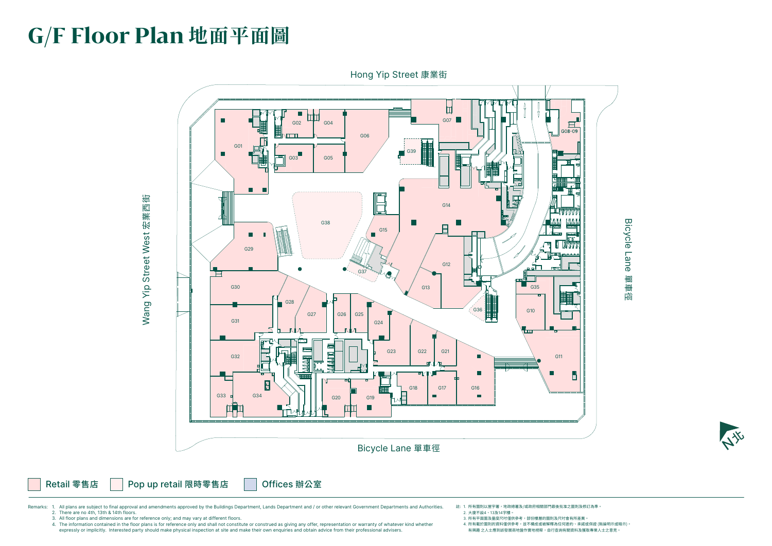# G/F Floor Plan 地面平面圖

Hong Yip Street 康業街

Wang Yip Street West 宏業西街

Bicycle Lane 單車徑

Bicycle Lane 單車徑

G01, G02, G03, G04, G05, G06, G07, G08-09, G10, G11, G12, G13, G14, G15, G16, G17, G18, G19, G20, G21, G22, G23, G24, G25, G26, G27, G28, G29, G30, G31, G32, G33, G34, G35, G36, G37, G38, G39

N 北

Retail 零售店 | Pop up retail 限時零售店 | Offices 辦公室

Remarks:
1. All plans are subject to final approval and amendments approved by the Buildings Department, Lands Department and / or other relevant Government Departments and Authorities.
2. There are no 4th, 13th & 14th floors.
3. All floor plans and dimensions are for reference only; and may vary at different floors.
4. The information contained in the floor plans is for reference only and shall not constitute or construed as giving any offer, representation or warranty of whatever kind whether expressly or implicitly. Interested party should make physical inspection at site and make their own enquiries and obtain advice from their professional advisers.

註:
1. 所有圖則以屋宇署，地政總署及/或政府相關部門最後批准之圖則及修訂為準。
2. 大廈不設4、13及14字樓。
3. 所有平面圖及量度尺吋僅供參考，部份樓層的圖則及尺吋會有所差異。
4. 所有載於圖則的資料僅供參考，並不構成或被解釋為任何邀約、承諾或保證 (無論明示或暗示)。有興趣 之人士應到該發展商地盤作實地視察，自行查詢有關資料及獲取專業人士之意見。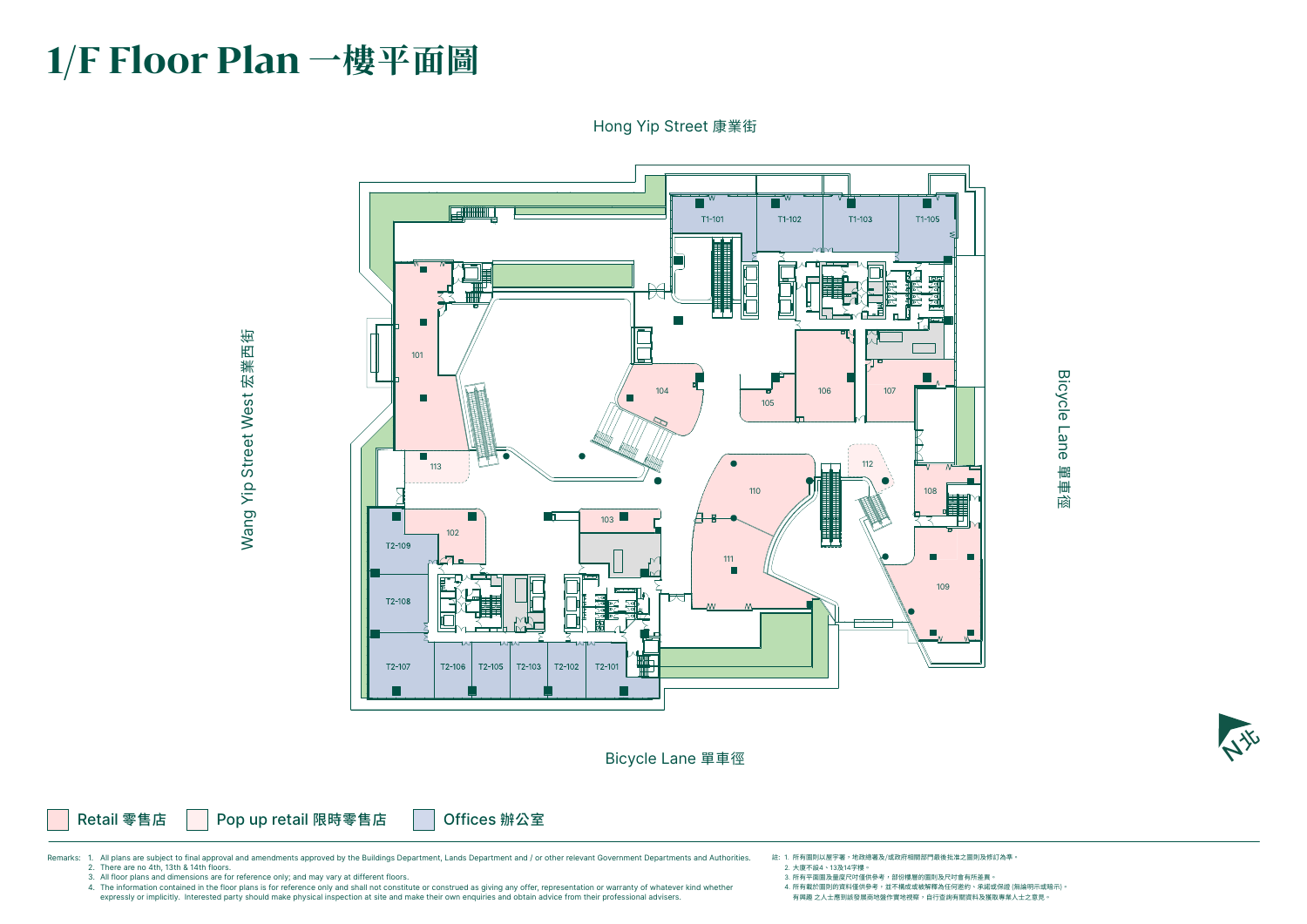# 1/F Floor Plan 一樓平面圖

Hong Yip Street 康業街

Wang Yip Street West 宏業西街

Bicycle Lane 單車徑

Bicycle Lane 單車徑

T1-101 T1-102 T1-103 T1-105

101 102 103 104 105 106 107 108 109 110 111 112 113

T2-109 T2-108 T2-107 T2-106 T2-105 T2-103 T2-102 T2-101

N 北

Retail 零售店 | Pop up retail 限時零售店 | Offices 辦公室

Remarks:
1. All plans are subject to final approval and amendments approved by the Buildings Department, Lands Department and / or other relevant Government Departments and Authorities.
2. There are no 4th, 13th & 14th floors.
3. All floor plans and dimensions are for reference only; and may vary at different floors.
4. The information contained in the floor plans is for reference only and shall not constitute or construed as giving any offer, representation or warranty of whatever kind whether expressly or implicitly. Interested party should make physical inspection at site and make their own enquiries and obtain advice from their professional advisers.

註：
1. 所有圖則以屋宇署，地政總署及/或政府相關部門最後批准之圖則及修訂為準。
2. 大廈不設4、13及14字樓。
3. 所有平面圖及量度尺吋僅供參考，部份樓層的圖則及尺吋會有所差異。
4. 所有載於圖則的資料僅供參考，並不構成或被解釋為任何邀約、承諾或保證 (無論明示或暗示)。有興趣 之人士應到該發展商地盤作實地視察，自行查詢有關資料及獲取專業人士之意見。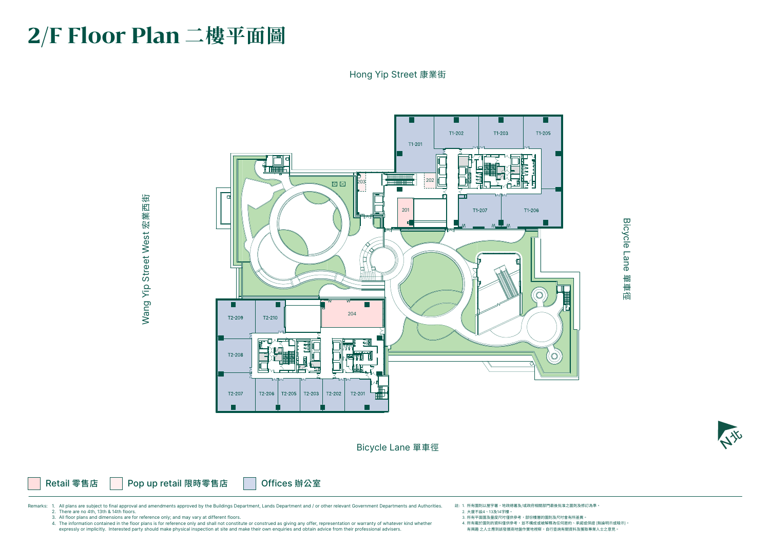# 2/F Floor Plan 二樓平面圖

Hong Yip Street 康業街

Wang Yip Street West 宏業西街

Bicycle Lane 單車徑

Bicycle Lane 單車徑

T1-201 T1-202 T1-203 T1-205 T1-207 T1-206

201 202 203 204

T2-209 T2-210 T2-208 T2-207 T2-206 T2-205 T2-203 T2-202 T2-201

N 北

Retail 零售店 | Pop up retail 限時零售店 | Offices 辦公室

Remarks:
1. All plans are subject to final approval and amendments approved by the Buildings Department, Lands Department and / or other relevant Government Departments and Authorities.
2. There are no 4th, 13th & 14th floors.
3. All floor plans and dimensions are for reference only; and may vary at different floors.
4. The information contained in the floor plans is for reference only and shall not constitute or construed as giving any offer, representation or warranty of whatever kind whether expressly or implicitly. Interested party should make physical inspection at site and make their own enquiries and obtain advice from their professional advisers.

註：
1. 所有圖則以屋宇署，地政總署及/或政府相關部門最後批准之圖則及修訂為準。
2. 大廈不設4、13及14字樓。
3. 所有平面圖及量度尺寸僅供參考，部份樓層的圖則及尺寸會有所差異。
4. 所有載於圖則的資料僅供參考，並不構成或被解釋為任何要約、承諾或保證 (無論明示或暗示)。有興趣之人士應到該發展商地盤作實地視察，自行查詢有關資料及獲取專業人士之意見。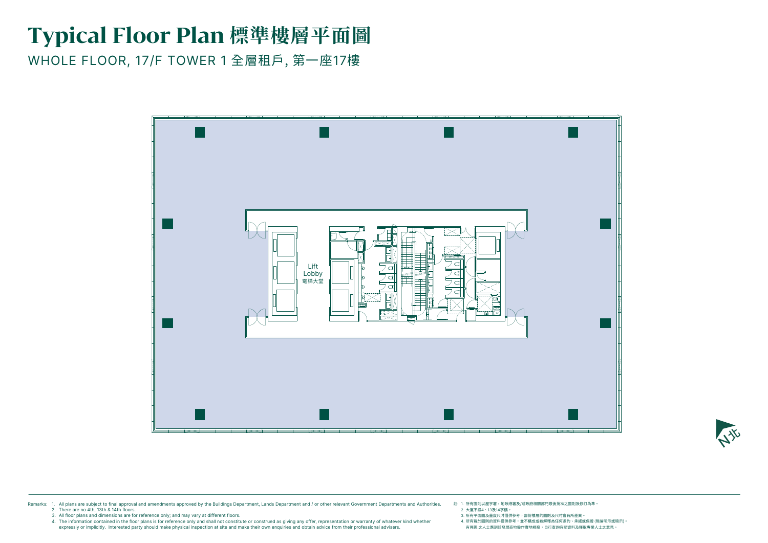# Typical Floor Plan 標準樓層平面圖

WHOLE FLOOR, 17/F TOWER 1 全層租戶, 第一座17樓

Lift Lobby
電梯大堂

N北

Remarks:
1. All plans are subject to final approval and amendments approved by the Buildings Department, Lands Department and / or other relevant Government Departments and Authorities.
2. There are no 4th, 13th & 14th floors.
3. All floor plans and dimensions are for reference only; and may vary at different floors.
4. The information contained in the floor plans is for reference only and shall not constitute or construed as giving any offer, representation or warranty of whatever kind whether expressly or implicitly. Interested party should make physical inspection at site and make their own enquiries and obtain advice from their professional advisers.

註:
1. 所有圖則以屋宇署，地政總署及/或政府相關部門最後批准之圖則及修訂為準。
2. 大廈不設4、13及14字樓。
3. 所有平面圖及量度尺寸僅供參考，部份樓層的圖則及尺寸會有所差異。
4. 所有載於圖則的資料僅供參考，並不構成或被解釋為任何邀約、承諾或保證 (無論明示或暗示)。有興趣 之人士應到該發展商地盤作實地視察，自行查詢有關資料及獲取專業人士之意見。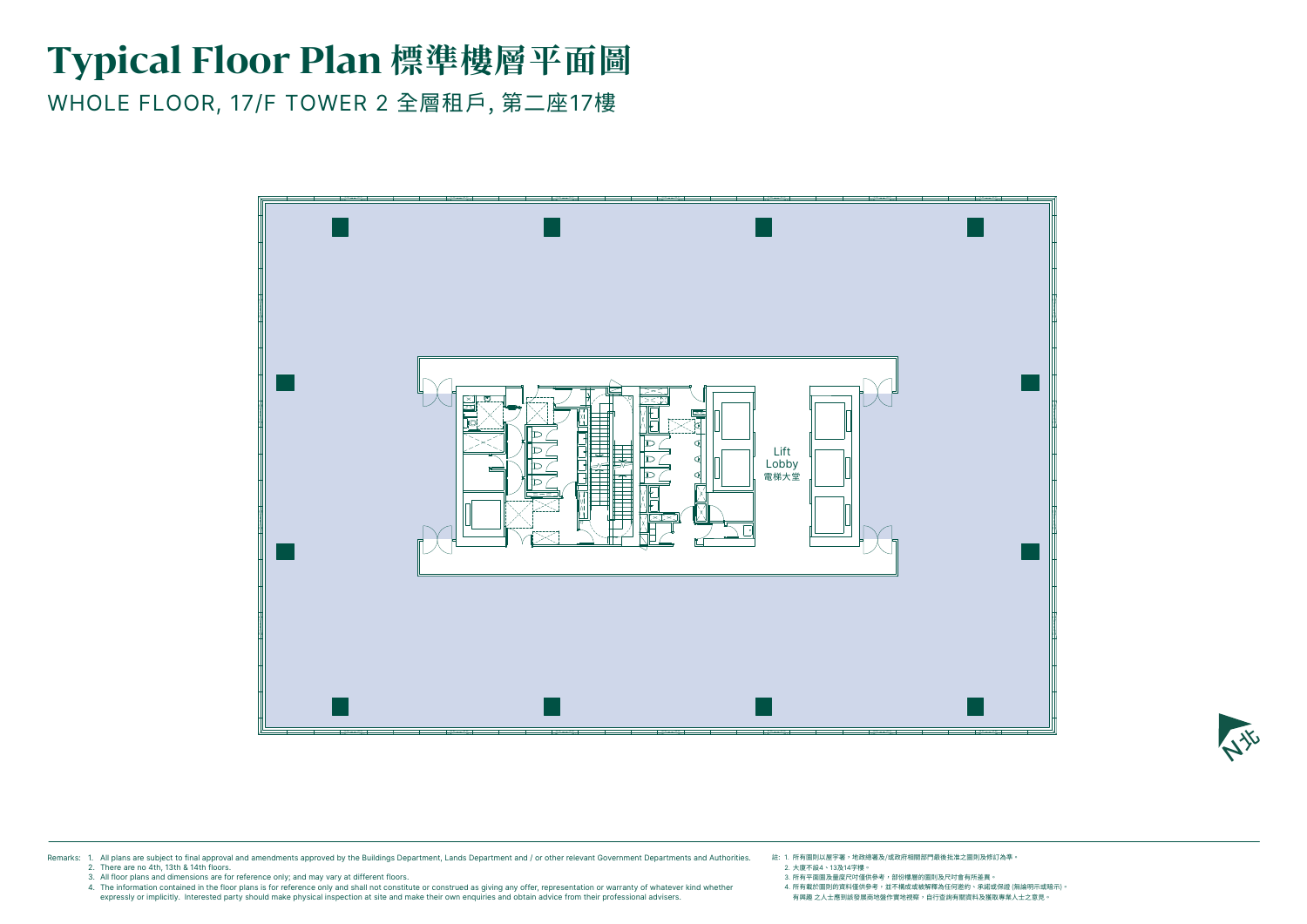# Typical Floor Plan 標準樓層平面圖

WHOLE FLOOR, 17/F TOWER 2 全層租戶, 第二座17樓

Lift Lobby
電梯大堂

N北

Remarks:
1. All plans are subject to final approval and amendments approved by the Buildings Department, Lands Department and / or other relevant Government Departments and Authorities.
2. There are no 4th, 13th & 14th floors.
3. All floor plans and dimensions are for reference only; and may vary at different floors.
4. The information contained in the floor plans is for reference only and shall not constitute or construed as giving any offer, representation or warranty of whatever kind whether expressly or implicitly. Interested party should make physical inspection at site and make their own enquiries and obtain advice from their professional advisers.

註:
1. 所有圖則以屋宇署，地政總署及/或政府相關部門最後批准之圖則及修訂為準。
2. 大廈不設4、13及14字樓。
3. 所有平面圖及量度尺寸僅供參考，部份樓層的圖則及尺寸會有所差異。
4. 所有載於圖則的資料僅供參考，並不構成或被解釋為任何邀約、承諾或保證 (無論明示或暗示)。有興趣 之人士應到該發展商地盤作實地視察，自行查詢有關資料及獲取專業人士之意見。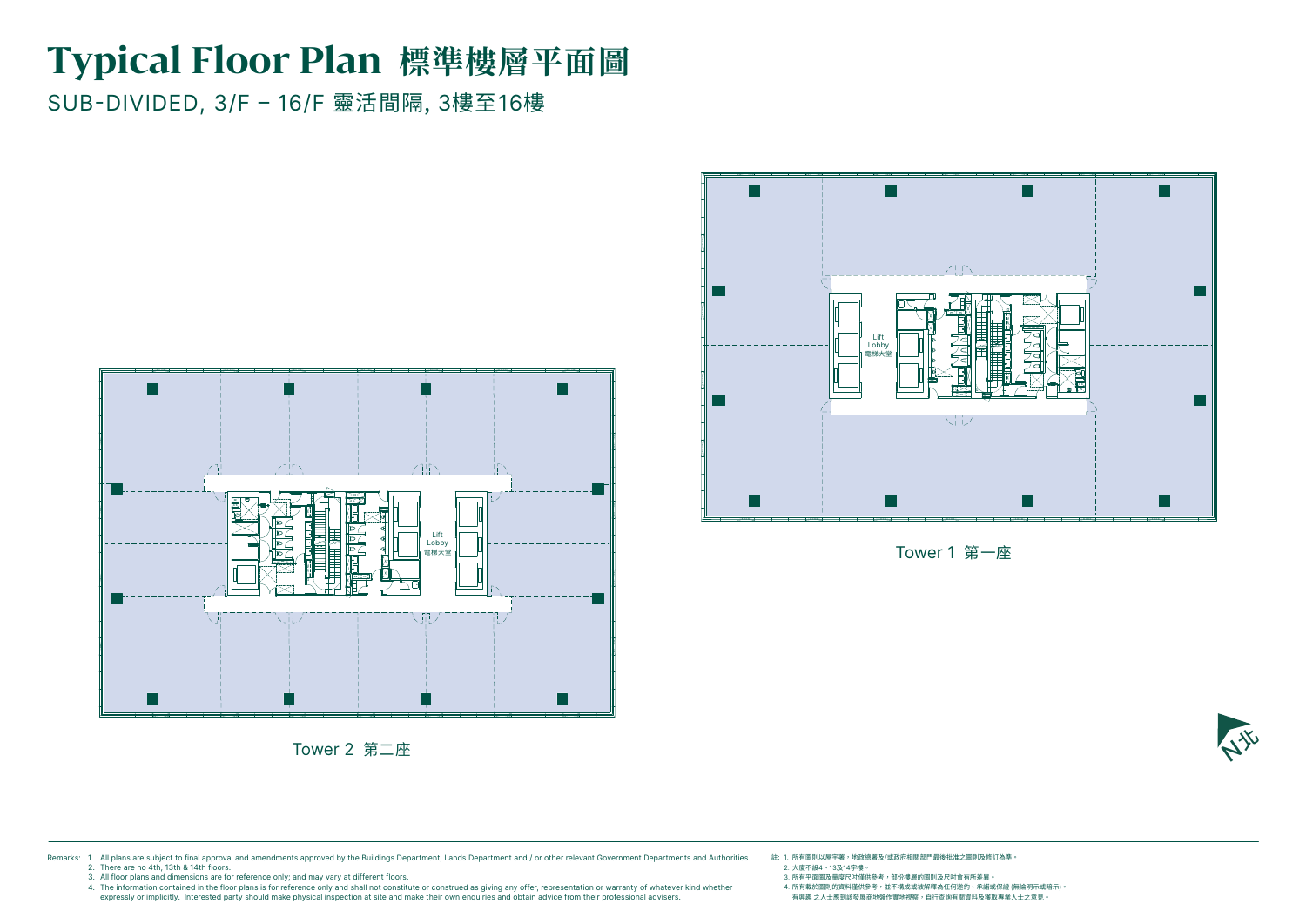# Typical Floor Plan 標準樓層平面圖

SUB-DIVIDED, 3/F – 16/F 靈活間隔, 3樓至16樓

Lift Lobby 電梯大堂

Tower 1 第一座

Lift Lobby 電梯大堂

Tower 2 第二座

N 北

Remarks:
1. All plans are subject to final approval and amendments approved by the Buildings Department, Lands Department and / or other relevant Government Departments and Authorities.
2. There are no 4th, 13th & 14th floors.
3. All floor plans and dimensions are for reference only; and may vary at different floors.
4. The information contained in the floor plans is for reference only and shall not constitute or construed as giving any offer, representation or warranty of whatever kind whether expressly or implicitly. Interested party should make physical inspection at site and make their own enquiries and obtain advice from their professional advisers.

註:
1. 所有圖則以屋宇署，地政總署及/或政府相關部門最後批准之圖則及修訂為準。
2. 大廈不設4、13及14字樓。
3. 所有平面圖及量度尺寸僅供參考，部份樓層的圖則及尺寸會有所差異。
4. 所有載於圖則的資料僅供參考，並不構成或被解釋為任何要約、承諾或保證 (無論明示或暗示)。有興趣 之人士應到該發展商地盤作實地視察，自行查詢有關資料及獲取專業人士之意見。